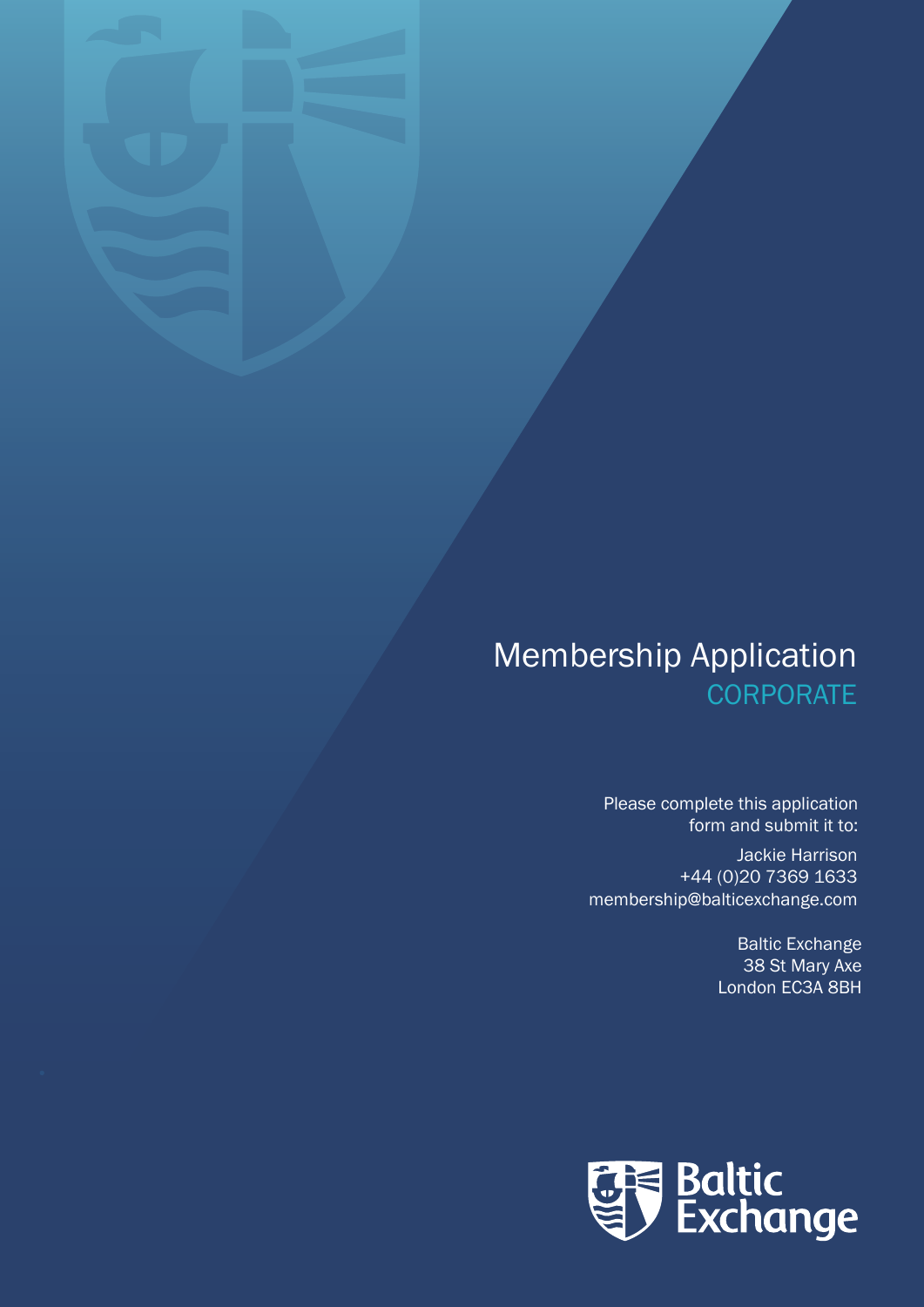# Membership Application

## CORPORATE

Please complete this application form and submit it to:

Jackie Harrison
+44 (0)20 7369 1633
membership@balticexchange.com

Baltic Exchange
38 St Mary Axe
London EC3A 8BH

Baltic Exchange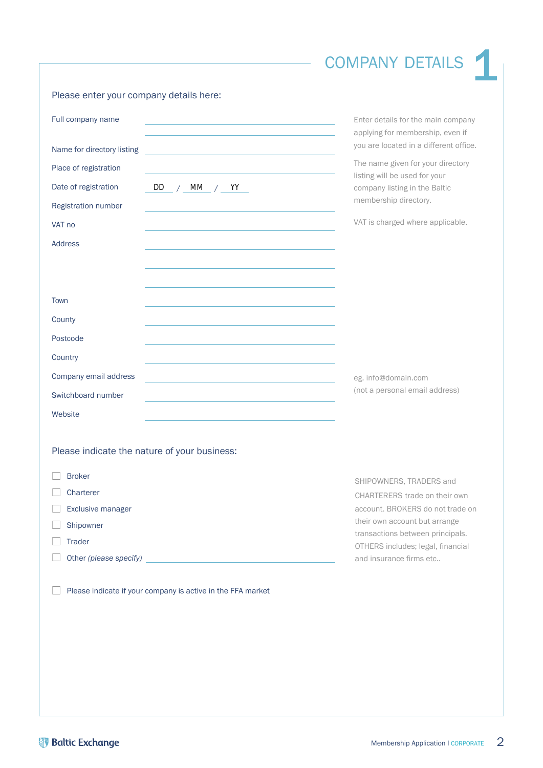# COMPANY DETAILS 1

Please enter your company details here:

Full company name ______________________

Name for directory listing ______________________

Place of registration ______________________

Date of registration DD / MM / YY

Registration number ______________________

VAT no ______________________

Address ______________________

Town ______________________

County ______________________

Postcode ______________________

Country ______________________

Company email address ______________________

Switchboard number ______________________

Website ______________________

Enter details for the main company applying for membership, even if you are located in a different office.

The name given for your directory listing will be used for your company listing in the Baltic membership directory.

VAT is charged where applicable.

eg. info@domain.com (not a personal email address)

Please indicate the nature of your business:

- ☐ Broker
- ☐ Charterer
- ☐ Exclusive manager
- ☐ Shipowner
- ☐ Trader
- ☐ Other *(please specify)* ______________________

SHIPOWNERS, TRADERS and CHARTERERS trade on their own account. BROKERS do not trade on their own account but arrange transactions between principals. OTHERS includes; legal, financial and insurance firms etc..

☐ Please indicate if your company is active in the FFA market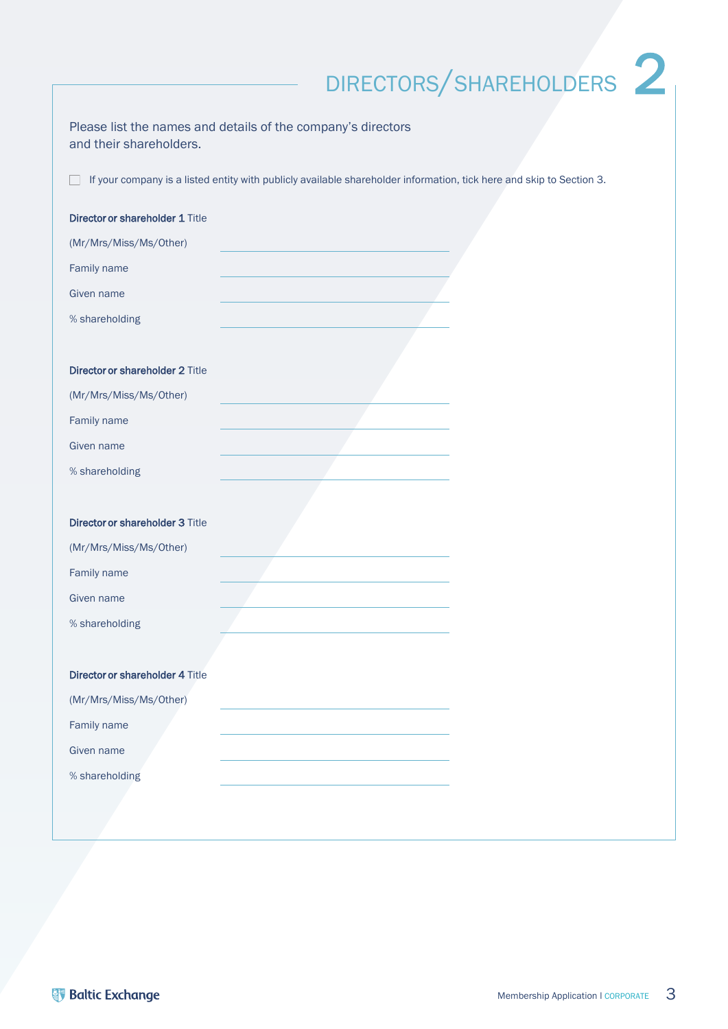# DIRECTORS/SHAREHOLDERS 2

Please list the names and details of the company's directors and their shareholders.

☐ If your company is a listed entity with publicly available shareholder information, tick here and skip to Section 3.

**Director or shareholder 1** Title
(Mr/Mrs/Miss/Ms/Other) \_\_\_\_\_\_\_\_\_\_\_\_\_\_\_\_\_\_\_\_
Family name \_\_\_\_\_\_\_\_\_\_\_\_\_\_\_\_\_\_\_\_
Given name \_\_\_\_\_\_\_\_\_\_\_\_\_\_\_\_\_\_\_\_
% shareholding \_\_\_\_\_\_\_\_\_\_\_\_\_\_\_\_\_\_\_\_

**Director or shareholder 2** Title
(Mr/Mrs/Miss/Ms/Other) \_\_\_\_\_\_\_\_\_\_\_\_\_\_\_\_\_\_\_\_
Family name \_\_\_\_\_\_\_\_\_\_\_\_\_\_\_\_\_\_\_\_
Given name \_\_\_\_\_\_\_\_\_\_\_\_\_\_\_\_\_\_\_\_
% shareholding \_\_\_\_\_\_\_\_\_\_\_\_\_\_\_\_\_\_\_\_

**Director or shareholder 3** Title
(Mr/Mrs/Miss/Ms/Other) \_\_\_\_\_\_\_\_\_\_\_\_\_\_\_\_\_\_\_\_
Family name \_\_\_\_\_\_\_\_\_\_\_\_\_\_\_\_\_\_\_\_
Given name \_\_\_\_\_\_\_\_\_\_\_\_\_\_\_\_\_\_\_\_
% shareholding \_\_\_\_\_\_\_\_\_\_\_\_\_\_\_\_\_\_\_\_

**Director or shareholder 4** Title
(Mr/Mrs/Miss/Ms/Other) \_\_\_\_\_\_\_\_\_\_\_\_\_\_\_\_\_\_\_\_
Family name \_\_\_\_\_\_\_\_\_\_\_\_\_\_\_\_\_\_\_\_
Given name \_\_\_\_\_\_\_\_\_\_\_\_\_\_\_\_\_\_\_\_
% shareholding \_\_\_\_\_\_\_\_\_\_\_\_\_\_\_\_\_\_\_\_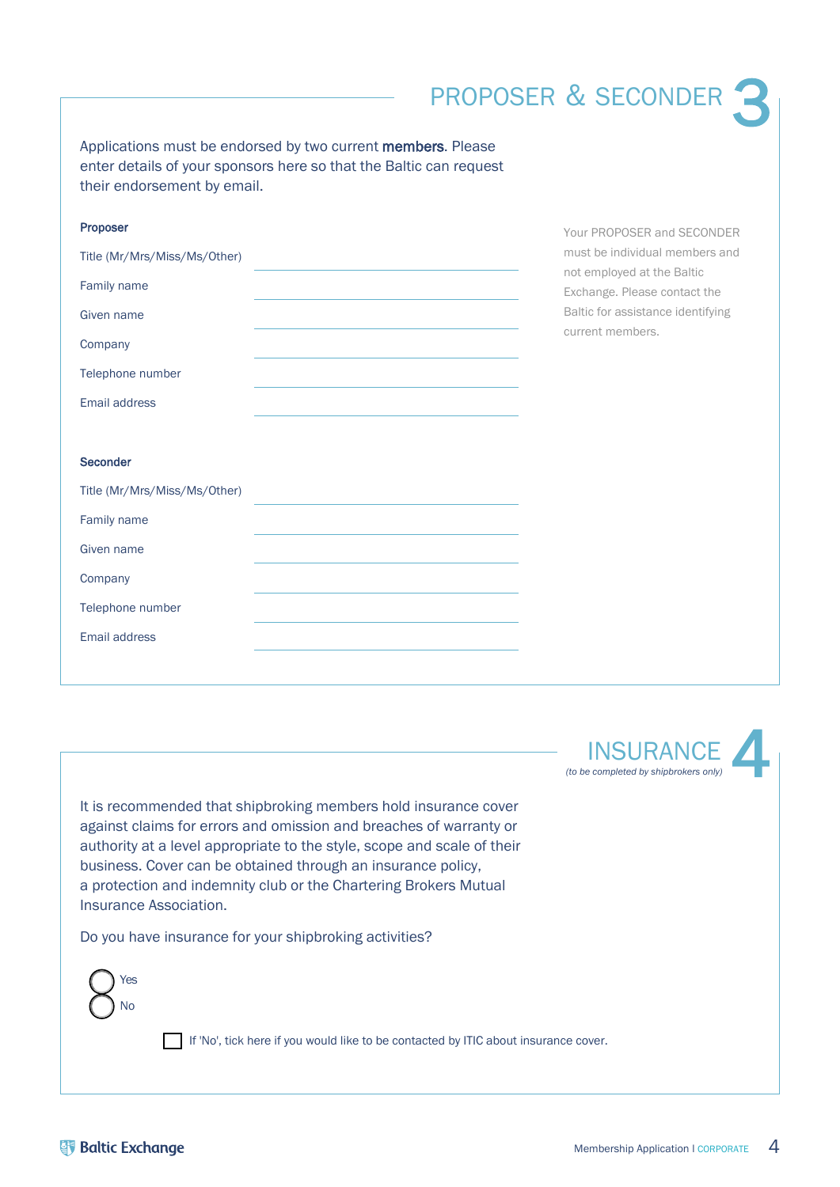## PROPOSER & SECONDER 3

Applications must be endorsed by two current **members**. Please enter details of your sponsors here so that the Baltic can request their endorsement by email.

Your PROPOSER and SECONDER must be individual members and not employed at the Baltic Exchange. Please contact the Baltic for assistance identifying current members.

**Proposer**

Title (Mr/Mrs/Miss/Ms/Other) ____________________

Family name ____________________

Given name ____________________

Company ____________________

Telephone number ____________________

Email address ____________________

**Seconder**

Title (Mr/Mrs/Miss/Ms/Other) ____________________

Family name ____________________

Given name ____________________

Company ____________________

Telephone number ____________________

Email address ____________________

## INSURANCE 4

*(to be completed by shipbrokers only)*

It is recommended that shipbroking members hold insurance cover against claims for errors and omission and breaches of warranty or authority at a level appropriate to the style, scope and scale of their business. Cover can be obtained through an insurance policy, a protection and indemnity club or the Chartering Brokers Mutual Insurance Association.

Do you have insurance for your shipbroking activities?

○ Yes
○ No

☐ If 'No', tick here if you would like to be contacted by ITIC about insurance cover.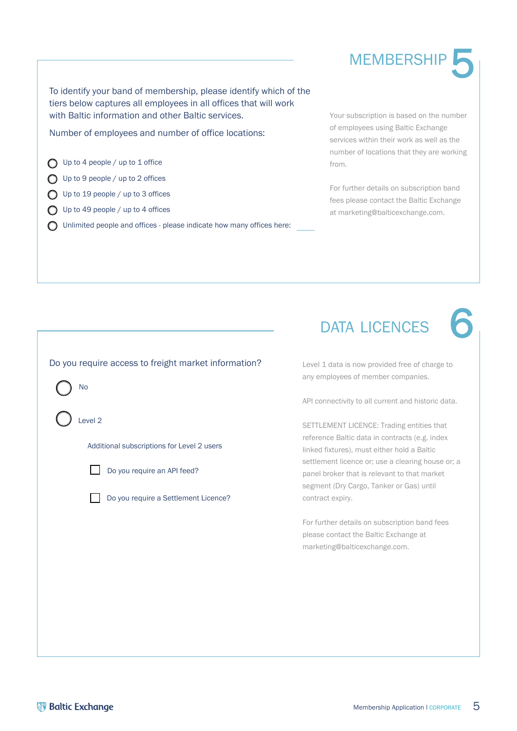# MEMBERSHIP 5

To identify your band of membership, please identify which of the tiers below captures all employees in all offices that will work with Baltic information and other Baltic services.

Number of employees and number of office locations:

- ◯ Up to 4 people / up to 1 office
- ◯ Up to 9 people / up to 2 offices
- ◯ Up to 19 people / up to 3 offices
- ◯ Up to 49 people / up to 4 offices
- ◯ Unlimited people and offices - please indicate how many offices here: ____

Your subscription is based on the number of employees using Baltic Exchange services within their work as well as the number of locations that they are working from.

For further details on subscription band fees please contact the Baltic Exchange at marketing@balticexchange.com.

# DATA LICENCES 6

Do you require access to freight market information?

- ◯ No
- ◯ Level 2

Additional subscriptions for Level 2 users

- ☐ Do you require an API feed?
- ☐ Do you require a Settlement Licence?

Level 1 data is now provided free of charge to any employees of member companies.

API connectivity to all current and historic data.

SETTLEMENT LICENCE: Trading entities that reference Baltic data in contracts (e.g. index linked fixtures), must either hold a Baltic settlement licence or; use a clearing house or; a panel broker that is relevant to that market segment (Dry Cargo, Tanker or Gas) until contract expiry.

For further details on subscription band fees please contact the Baltic Exchange at marketing@balticexchange.com.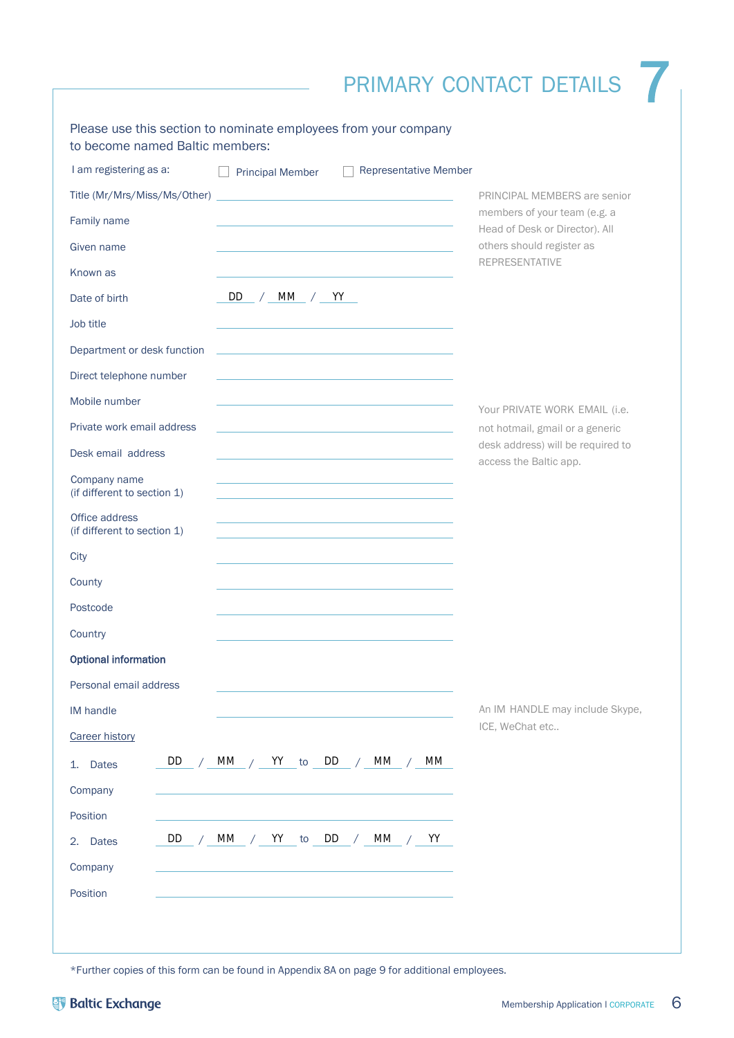# PRIMARY CONTACT DETAILS 7

Please use this section to nominate employees from your company to become named Baltic members:

I am registering as a: ☐ Principal Member ☐ Representative Member

PRINCIPAL MEMBERS are senior members of your team (e.g. a Head of Desk or Director). All others should register as REPRESENTATIVE

Title (Mr/Mrs/Miss/Ms/Other) ______________________

Family name ______________________

Given name ______________________

Known as ______________________

Date of birth DD / MM / YY

Job title ______________________

Department or desk function ______________________

Direct telephone number ______________________

Mobile number ______________________

Private work email address ______________________

Desk email address ______________________

Your PRIVATE WORK EMAIL (i.e. not hotmail, gmail or a generic desk address) will be required to access the Baltic app.

Company name
(if different to section 1) ______________________

Office address
(if different to section 1) ______________________

City ______________________

County ______________________

Postcode ______________________

Country ______________________

**Optional information**

Personal email address ______________________

IM handle ______________________

An IM HANDLE may include Skype, ICE, WeChat etc..

Career history

1. Dates DD / MM / YY to DD / MM / MM

Company ______________________

Position ______________________

2. Dates DD / MM / YY to DD / MM / YY

Company ______________________

Position ______________________

*Further copies of this form can be found in Appendix 8A on page 9 for additional employees.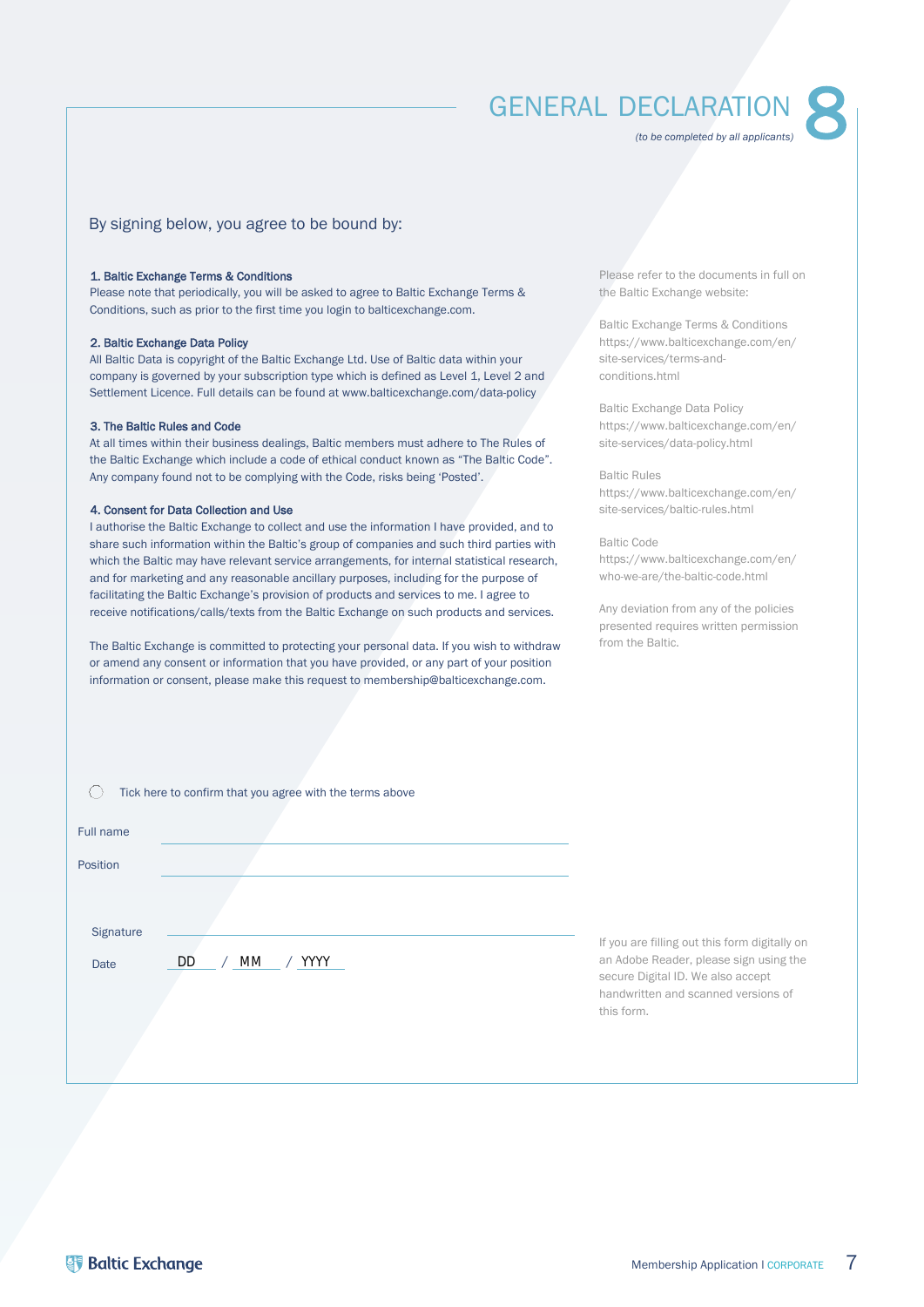# GENERAL DECLARATION 8

*(to be completed by all applicants)*

By signing below, you agree to be bound by:

**1. Baltic Exchange Terms & Conditions**
Please note that periodically, you will be asked to agree to Baltic Exchange Terms & Conditions, such as prior to the first time you login to balticexchange.com.

**2. Baltic Exchange Data Policy**
All Baltic Data is copyright of the Baltic Exchange Ltd. Use of Baltic data within your company is governed by your subscription type which is defined as Level 1, Level 2 and Settlement Licence. Full details can be found at www.balticexchange.com/data-policy

**3. The Baltic Rules and Code**
At all times within their business dealings, Baltic members must adhere to The Rules of the Baltic Exchange which include a code of ethical conduct known as "The Baltic Code". Any company found not to be complying with the Code, risks being 'Posted'.

**4. Consent for Data Collection and Use**
I authorise the Baltic Exchange to collect and use the information I have provided, and to share such information within the Baltic's group of companies and such third parties with which the Baltic may have relevant service arrangements, for internal statistical research, and for marketing and any reasonable ancillary purposes, including for the purpose of facilitating the Baltic Exchange's provision of products and services to me. I agree to receive notifications/calls/texts from the Baltic Exchange on such products and services.

The Baltic Exchange is committed to protecting your personal data. If you wish to withdraw or amend any consent or information that you have provided, or any part of your position information or consent, please make this request to membership@balticexchange.com.

Please refer to the documents in full on the Baltic Exchange website:

Baltic Exchange Terms & Conditions
https://www.balticexchange.com/en/site-services/terms-and-conditions.html

Baltic Exchange Data Policy
https://www.balticexchange.com/en/site-services/data-policy.html

Baltic Rules
https://www.balticexchange.com/en/site-services/baltic-rules.html

Baltic Code
https://www.balticexchange.com/en/who-we-are/the-baltic-code.html

Any deviation from any of the policies presented requires written permission from the Baltic.

◯ Tick here to confirm that you agree with the terms above

Full name ____________________

Position ____________________

Signature ____________________

Date DD / MM / YYYY

If you are filling out this form digitally on an Adobe Reader, please sign using the secure Digital ID. We also accept handwritten and scanned versions of this form.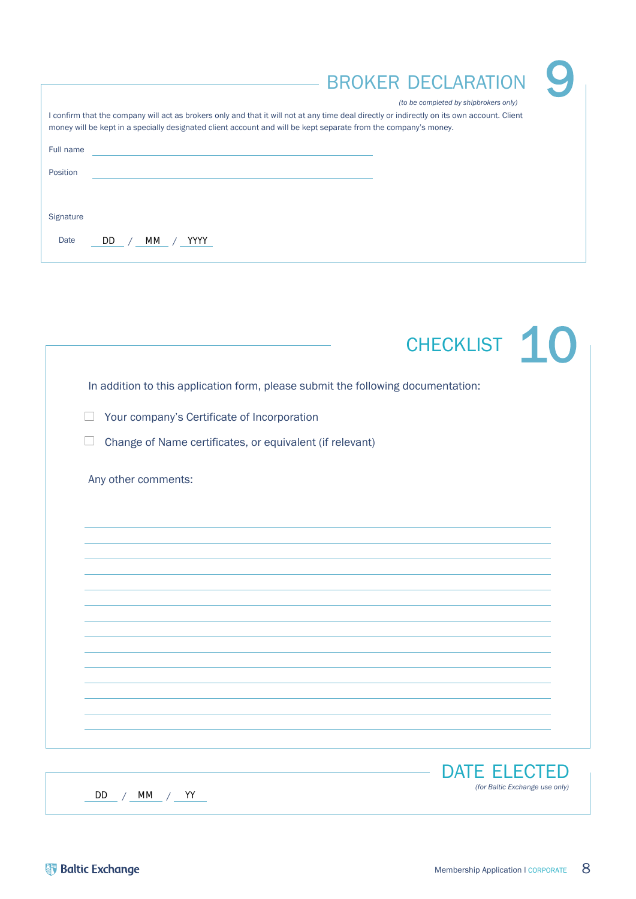## 9 BROKER DECLARATION

*(to be completed by shipbrokers only)*

I confirm that the company will act as brokers only and that it will not at any time deal directly or indirectly on its own account. Client money will be kept in a specially designated client account and will be kept separate from the company's money.

Full name ______________________________

Position ______________________________

Signature

Date DD / MM / YYYY

## 10 CHECKLIST

In addition to this application form, please submit the following documentation:

- ☐ Your company's Certificate of Incorporation
- ☐ Change of Name certificates, or equivalent (if relevant)

Any other comments:

______________________________

______________________________

______________________________

______________________________

______________________________

______________________________

______________________________

______________________________

______________________________

______________________________

______________________________

______________________________

______________________________

## DATE ELECTED

*(for Baltic Exchange use only)*

DD / MM / YY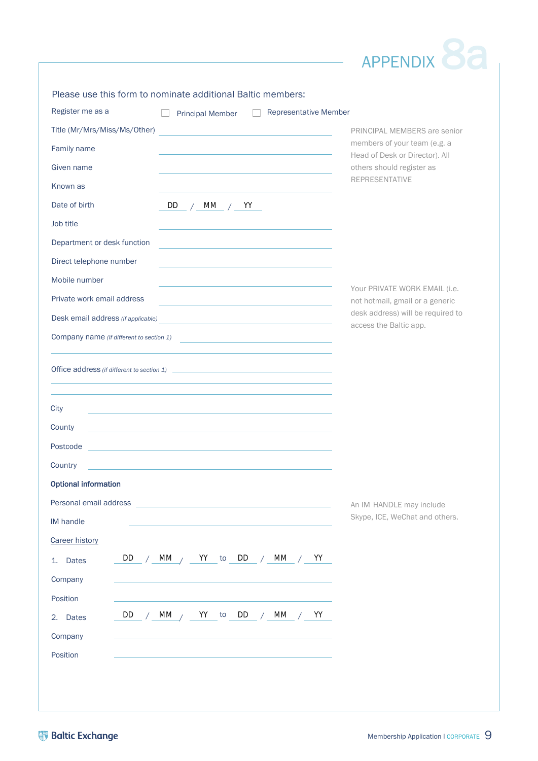# APPENDIX 8a

Please use this form to nominate additional Baltic members:

Register me as a ☐ Principal Member ☐ Representative Member

Title (Mr/Mrs/Miss/Ms/Other) ____________________

Family name ____________________

Given name ____________________

Known as ____________________

Date of birth DD / MM / YY

Job title ____________________

Department or desk function ____________________

Direct telephone number ____________________

Mobile number ____________________

Private work email address ____________________

Desk email address *(if applicable)* ____________________

Company name *(if different to section 1)* ____________________

____________________

Office address *(if different to section 1)* ____________________

____________________

____________________

City ____________________

County ____________________

Postcode ____________________

Country ____________________

PRINCIPAL MEMBERS are senior members of your team (e.g. a Head of Desk or Director). All others should register as REPRESENTATIVE

Your PRIVATE WORK EMAIL (i.e. not hotmail, gmail or a generic desk address) will be required to access the Baltic app.

**Optional information**

Personal email address ____________________

IM handle ____________________

An IM HANDLE may include Skype, ICE, WeChat and others.

Career history

1. Dates DD / MM / YY to DD / MM / YY

Company ____________________

Position ____________________

2. Dates DD / MM / YY to DD / MM / YY

Company ____________________

Position ____________________

Baltic Exchange

Membership Application I CORPORATE